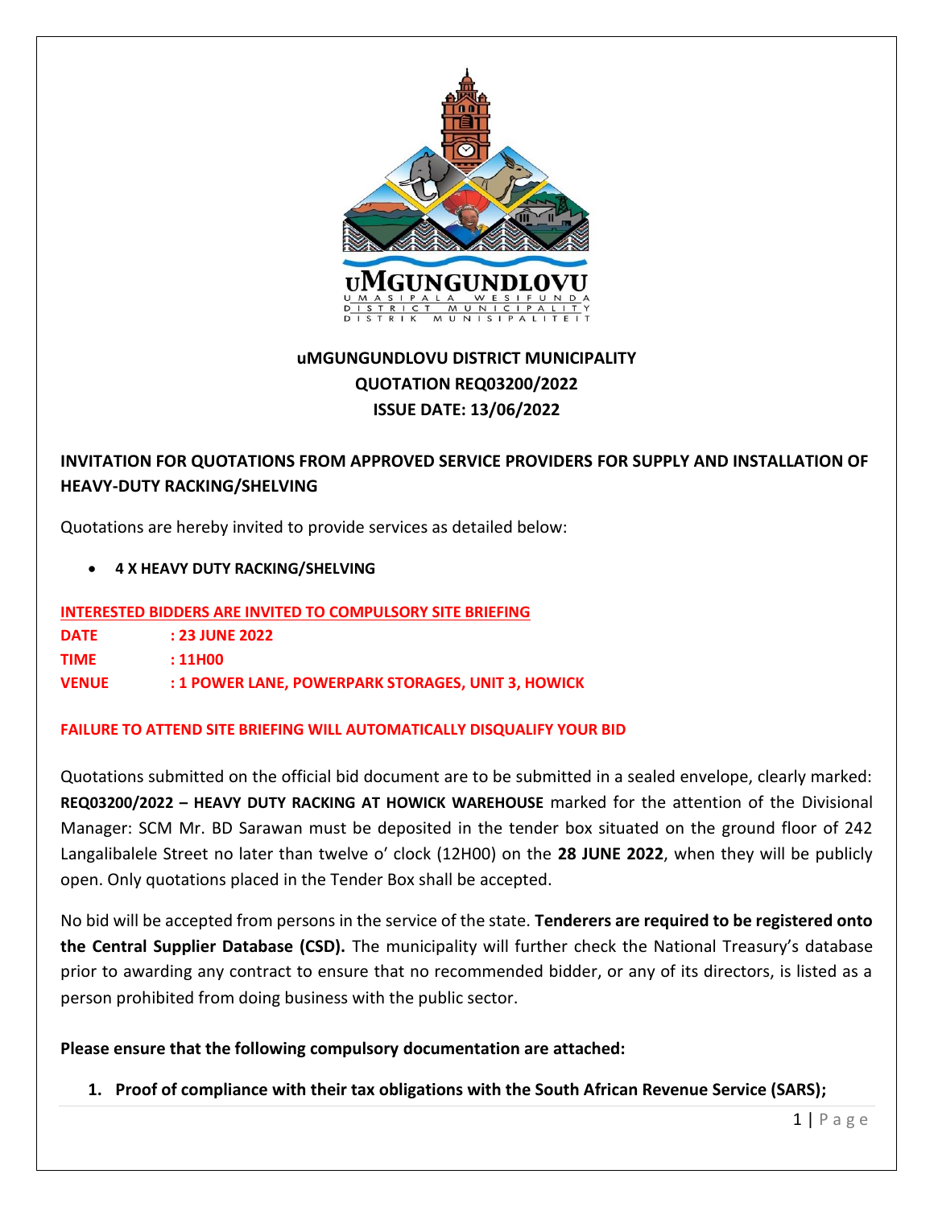uMGUNGUNDLOVU
UMASIPALA WESIFUNDA
DISTRICT MUNICIPALITY
DISTRIK MUNISIPALITEIT

**uMGUNGUNDLOVU DISTRICT MUNICIPALITY**
**QUOTATION REQ03200/2022**
**ISSUE DATE: 13/06/2022**

**INVITATION FOR QUOTATIONS FROM APPROVED SERVICE PROVIDERS FOR SUPPLY AND INSTALLATION OF HEAVY-DUTY RACKING/SHELVING**

Quotations are hereby invited to provide services as detailed below:

- **4 X HEAVY DUTY RACKING/SHELVING**

**INTERESTED BIDDERS ARE INVITED TO COMPULSORY SITE BRIEFING**

**DATE : 23 JUNE 2022**
**TIME : 11H00**
**VENUE : 1 POWER LANE, POWERPARK STORAGES, UNIT 3, HOWICK**

**FAILURE TO ATTEND SITE BRIEFING WILL AUTOMATICALLY DISQUALIFY YOUR BID**

Quotations submitted on the official bid document are to be submitted in a sealed envelope, clearly marked: **REQ03200/2022 – HEAVY DUTY RACKING AT HOWICK WAREHOUSE** marked for the attention of the Divisional Manager: SCM Mr. BD Sarawan must be deposited in the tender box situated on the ground floor of 242 Langalibalele Street no later than twelve o' clock (12H00) on the **28 JUNE 2022**, when they will be publicly open. Only quotations placed in the Tender Box shall be accepted.

No bid will be accepted from persons in the service of the state. **Tenderers are required to be registered onto the Central Supplier Database (CSD).** The municipality will further check the National Treasury's database prior to awarding any contract to ensure that no recommended bidder, or any of its directors, is listed as a person prohibited from doing business with the public sector.

**Please ensure that the following compulsory documentation are attached:**

1. **Proof of compliance with their tax obligations with the South African Revenue Service (SARS);**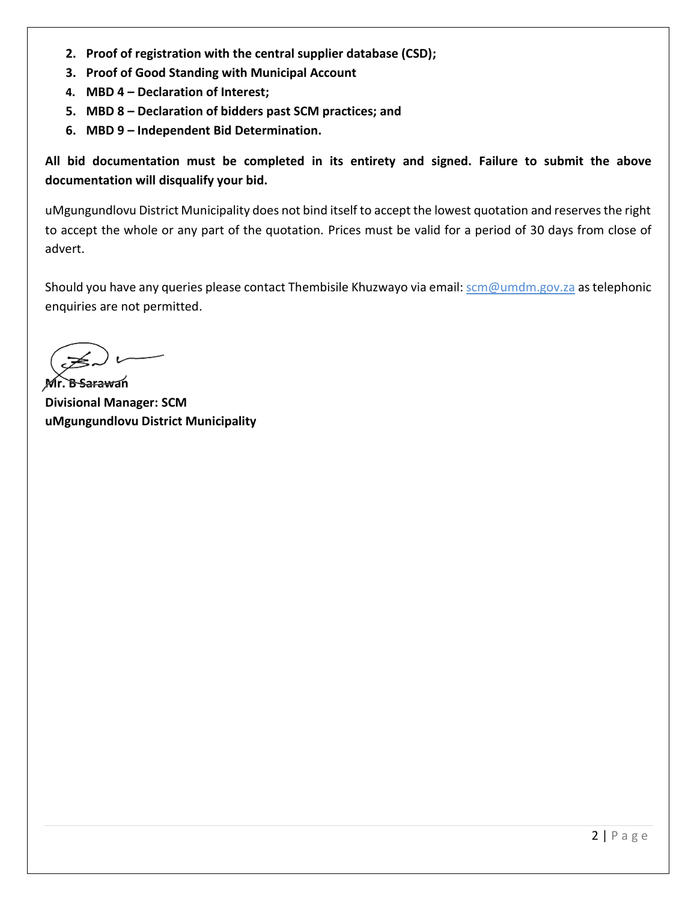2. **Proof of registration with the central supplier database (CSD);**
3. **Proof of Good Standing with Municipal Account**
4. **MBD 4 – Declaration of Interest;**
5. **MBD 8 – Declaration of bidders past SCM practices; and**
6. **MBD 9 – Independent Bid Determination.**

**All bid documentation must be completed in its entirety and signed. Failure to submit the above documentation will disqualify your bid.**

uMgungundlovu District Municipality does not bind itself to accept the lowest quotation and reserves the right to accept the whole or any part of the quotation. Prices must be valid for a period of 30 days from close of advert.

Should you have any queries please contact Thembisile Khuzwayo via email: scm@umdm.gov.za as telephonic enquiries are not permitted.

**Mr. B Sarawan**
**Divisional Manager: SCM**
**uMgungundlovu District Municipality**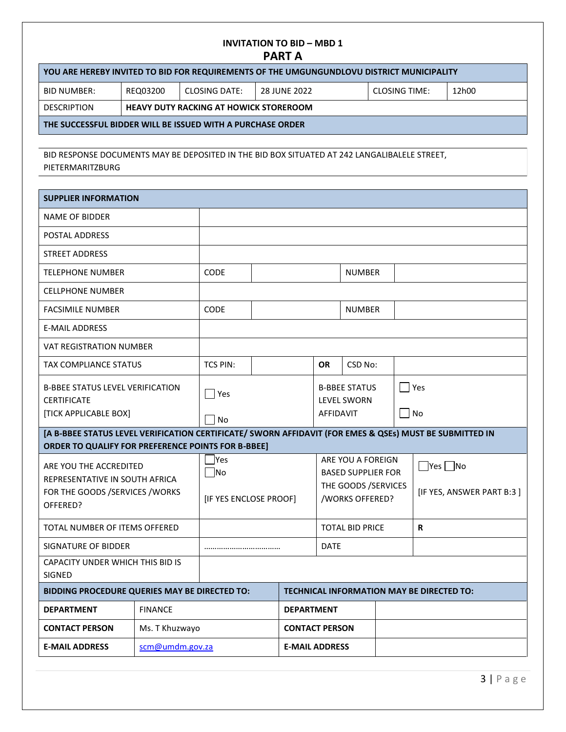# INVITATION TO BID – MBD 1

## PART A

| YOU ARE HEREBY INVITED TO BID FOR REQUIREMENTS OF THE UMGUNGUNDLOVU DISTRICT MUNICIPALITY | | | | | |
|---|---|---|---|---|---|
| BID NUMBER: | REQ03200 | CLOSING DATE: | 28 JUNE 2022 | CLOSING TIME: | 12h00 |
| DESCRIPTION | **HEAVY DUTY RACKING AT HOWICK STOREROOM** | | | | |
| **THE SUCCESSFUL BIDDER WILL BE ISSUED WITH A PURCHASE ORDER** | | | | | |

BID RESPONSE DOCUMENTS MAY BE DEPOSITED IN THE BID BOX SITUATED AT 242 LANGALIBALELE STREET, PIETERMARITZBURG

| SUPPLIER INFORMATION | | | | | |
|---|---|---|---|---|---|
| NAME OF BIDDER | | | | | |
| POSTAL ADDRESS | | | | | |
| STREET ADDRESS | | | | | |
| TELEPHONE NUMBER | CODE | | NUMBER | | |
| CELLPHONE NUMBER | | | | | |
| FACSIMILE NUMBER | CODE | | NUMBER | | |
| E-MAIL ADDRESS | | | | | |
| VAT REGISTRATION NUMBER | | | | | |
| TAX COMPLIANCE STATUS | TCS PIN: | | **OR** | CSD No: | |
| B-BBEE STATUS LEVEL VERIFICATION CERTIFICATE [TICK APPLICABLE BOX] | ☐ Yes ☐ No | | B-BBEE STATUS LEVEL SWORN AFFIDAVIT | | ☐ Yes ☐ No |
| **[A B-BBEE STATUS LEVEL VERIFICATION CERTIFICATE/ SWORN AFFIDAVIT (FOR EMES & QSEs) MUST BE SUBMITTED IN ORDER TO QUALIFY FOR PREFERENCE POINTS FOR B-BBEE]** | | | | | |
| ARE YOU THE ACCREDITED REPRESENTATIVE IN SOUTH AFRICA FOR THE GOODS /SERVICES /WORKS OFFERED? | ☐Yes ☐No [IF YES ENCLOSE PROOF] | | ARE YOU A FOREIGN BASED SUPPLIER FOR THE GOODS /SERVICES /WORKS OFFERED? | | ☐Yes ☐No [IF YES, ANSWER PART B:3 ] |
| TOTAL NUMBER OF ITEMS OFFERED | | | TOTAL BID PRICE | | **R** |
| SIGNATURE OF BIDDER | ……………………………… | | DATE | | |
| CAPACITY UNDER WHICH THIS BID IS SIGNED | | | | | |

| BIDDING PROCEDURE QUERIES MAY BE DIRECTED TO: | | TECHNICAL INFORMATION MAY BE DIRECTED TO: | |
|---|---|---|---|
| **DEPARTMENT** | FINANCE | **DEPARTMENT** | |
| **CONTACT PERSON** | Ms. T Khuzwayo | **CONTACT PERSON** | |
| **E-MAIL ADDRESS** | scm@umdm.gov.za | **E-MAIL ADDRESS** | |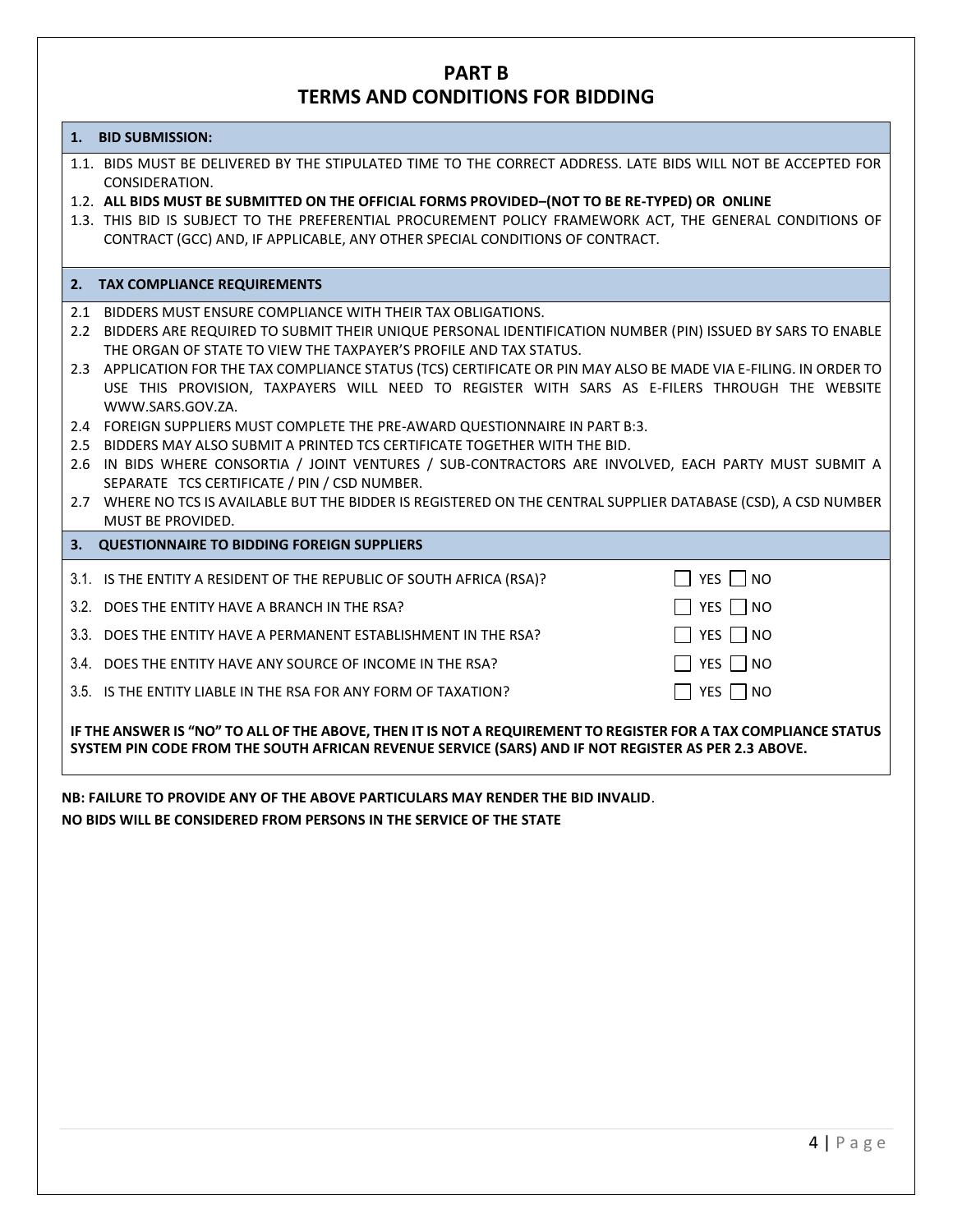# PART B
# TERMS AND CONDITIONS FOR BIDDING

## 1. BID SUBMISSION:

1.1. BIDS MUST BE DELIVERED BY THE STIPULATED TIME TO THE CORRECT ADDRESS. LATE BIDS WILL NOT BE ACCEPTED FOR CONSIDERATION.

1.2. **ALL BIDS MUST BE SUBMITTED ON THE OFFICIAL FORMS PROVIDED–(NOT TO BE RE-TYPED) OR ONLINE**

1.3. THIS BID IS SUBJECT TO THE PREFERENTIAL PROCUREMENT POLICY FRAMEWORK ACT, THE GENERAL CONDITIONS OF CONTRACT (GCC) AND, IF APPLICABLE, ANY OTHER SPECIAL CONDITIONS OF CONTRACT.

## 2. TAX COMPLIANCE REQUIREMENTS

2.1 BIDDERS MUST ENSURE COMPLIANCE WITH THEIR TAX OBLIGATIONS.

2.2 BIDDERS ARE REQUIRED TO SUBMIT THEIR UNIQUE PERSONAL IDENTIFICATION NUMBER (PIN) ISSUED BY SARS TO ENABLE THE ORGAN OF STATE TO VIEW THE TAXPAYER'S PROFILE AND TAX STATUS.

2.3 APPLICATION FOR THE TAX COMPLIANCE STATUS (TCS) CERTIFICATE OR PIN MAY ALSO BE MADE VIA E-FILING. IN ORDER TO USE THIS PROVISION, TAXPAYERS WILL NEED TO REGISTER WITH SARS AS E-FILERS THROUGH THE WEBSITE WWW.SARS.GOV.ZA.

2.4 FOREIGN SUPPLIERS MUST COMPLETE THE PRE-AWARD QUESTIONNAIRE IN PART B:3.

2.5 BIDDERS MAY ALSO SUBMIT A PRINTED TCS CERTIFICATE TOGETHER WITH THE BID.

2.6 IN BIDS WHERE CONSORTIA / JOINT VENTURES / SUB-CONTRACTORS ARE INVOLVED, EACH PARTY MUST SUBMIT A SEPARATE TCS CERTIFICATE / PIN / CSD NUMBER.

2.7 WHERE NO TCS IS AVAILABLE BUT THE BIDDER IS REGISTERED ON THE CENTRAL SUPPLIER DATABASE (CSD), A CSD NUMBER MUST BE PROVIDED.

## 3. QUESTIONNAIRE TO BIDDING FOREIGN SUPPLIERS

| | |
|---|---|
| 3.1. IS THE ENTITY A RESIDENT OF THE REPUBLIC OF SOUTH AFRICA (RSA)? | ☐ YES ☐ NO |
| 3.2. DOES THE ENTITY HAVE A BRANCH IN THE RSA? | ☐ YES ☐ NO |
| 3.3. DOES THE ENTITY HAVE A PERMANENT ESTABLISHMENT IN THE RSA? | ☐ YES ☐ NO |
| 3.4. DOES THE ENTITY HAVE ANY SOURCE OF INCOME IN THE RSA? | ☐ YES ☐ NO |
| 3.5. IS THE ENTITY LIABLE IN THE RSA FOR ANY FORM OF TAXATION? | ☐ YES ☐ NO |

**IF THE ANSWER IS "NO" TO ALL OF THE ABOVE, THEN IT IS NOT A REQUIREMENT TO REGISTER FOR A TAX COMPLIANCE STATUS SYSTEM PIN CODE FROM THE SOUTH AFRICAN REVENUE SERVICE (SARS) AND IF NOT REGISTER AS PER 2.3 ABOVE.**

**NB: FAILURE TO PROVIDE ANY OF THE ABOVE PARTICULARS MAY RENDER THE BID INVALID**.

**NO BIDS WILL BE CONSIDERED FROM PERSONS IN THE SERVICE OF THE STATE**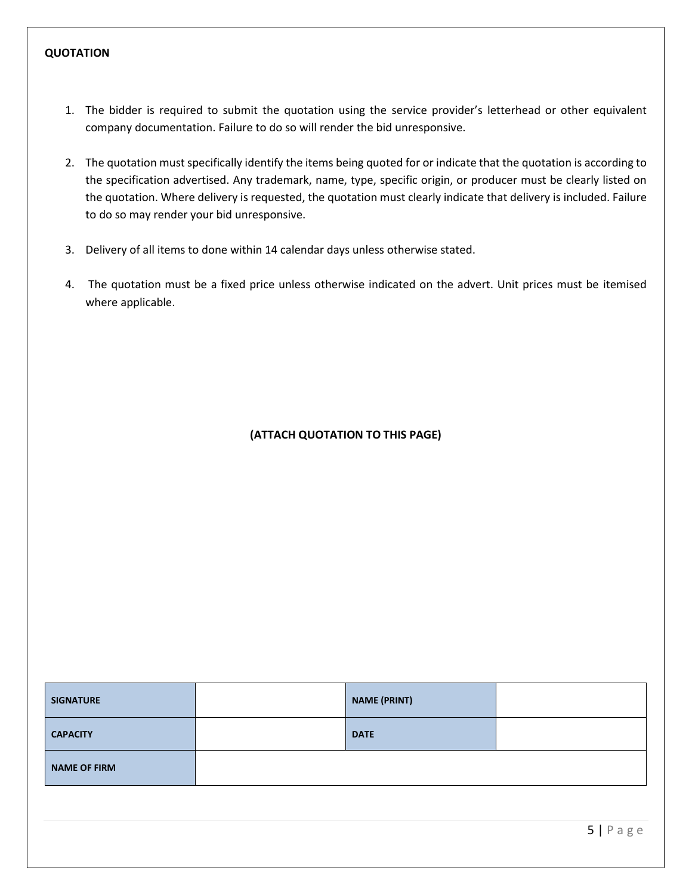**QUOTATION**

1. The bidder is required to submit the quotation using the service provider's letterhead or other equivalent company documentation. Failure to do so will render the bid unresponsive.

2. The quotation must specifically identify the items being quoted for or indicate that the quotation is according to the specification advertised. Any trademark, name, type, specific origin, or producer must be clearly listed on the quotation. Where delivery is requested, the quotation must clearly indicate that delivery is included. Failure to do so may render your bid unresponsive.

3. Delivery of all items to done within 14 calendar days unless otherwise stated.

4. The quotation must be a fixed price unless otherwise indicated on the advert. Unit prices must be itemised where applicable.

**(ATTACH QUOTATION TO THIS PAGE)**

| **SIGNATURE** | | **NAME (PRINT)** | |
|---|---|---|---|
| **CAPACITY** | | **DATE** | |
| **NAME OF FIRM** | | | |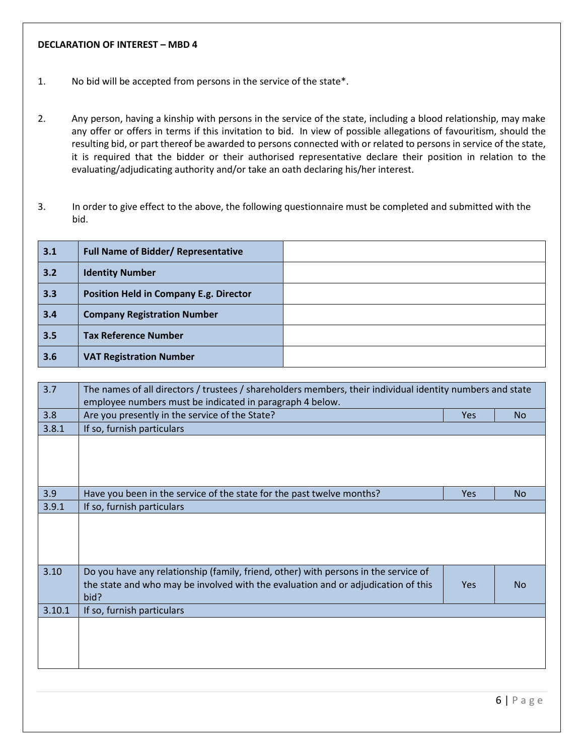**DECLARATION OF INTEREST – MBD 4**

1. No bid will be accepted from persons in the service of the state*.

2. Any person, having a kinship with persons in the service of the state, including a blood relationship, may make any offer or offers in terms if this invitation to bid. In view of possible allegations of favouritism, should the resulting bid, or part thereof be awarded to persons connected with or related to persons in service of the state, it is required that the bidder or their authorised representative declare their position in relation to the evaluating/adjudicating authority and/or take an oath declaring his/her interest.

3. In order to give effect to the above, the following questionnaire must be completed and submitted with the bid.

| | | |
|---|---|---|
| **3.1** | **Full Name of Bidder/ Representative** | |
| **3.2** | **Identity Number** | |
| **3.3** | **Position Held in Company E.g. Director** | |
| **3.4** | **Company Registration Number** | |
| **3.5** | **Tax Reference Number** | |
| **3.6** | **VAT Registration Number** | |

| | | | |
|---|---|---|---|
| 3.7 | The names of all directors / trustees / shareholders members, their individual identity numbers and state employee numbers must be indicated in paragraph 4 below. | | |
| 3.8 | Are you presently in the service of the State? | Yes | No |
| 3.8.1 | If so, furnish particulars | | |
| | | | |
| 3.9 | Have you been in the service of the state for the past twelve months? | Yes | No |
| 3.9.1 | If so, furnish particulars | | |
| | | | |
| 3.10 | Do you have any relationship (family, friend, other) with persons in the service of the state and who may be involved with the evaluation and or adjudication of this bid? | Yes | No |
| 3.10.1 | If so, furnish particulars | | |
| | | | |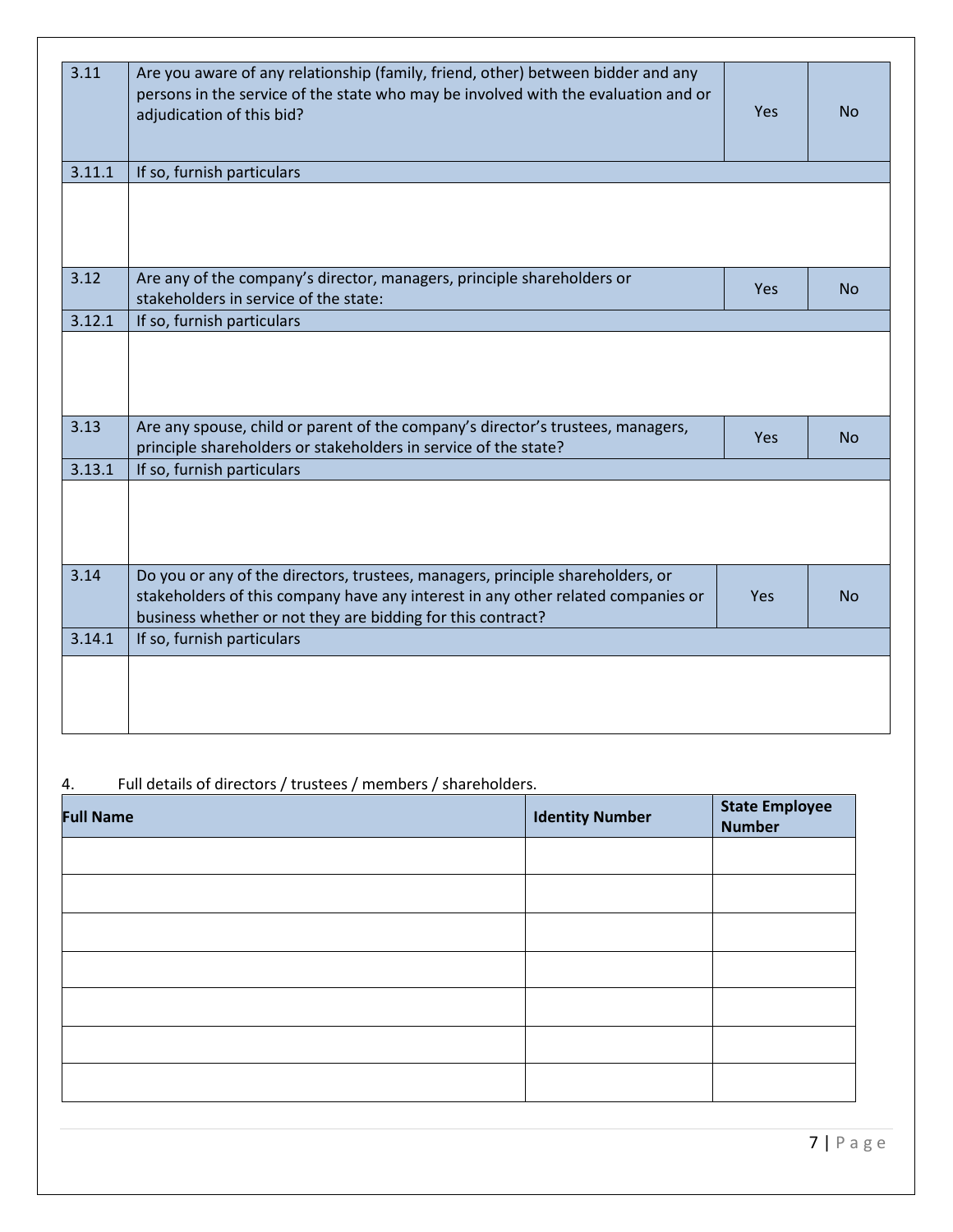| | | | |
|---|---|---|---|
| 3.11 | Are you aware of any relationship (family, friend, other) between bidder and any persons in the service of the state who may be involved with the evaluation and or adjudication of this bid? | Yes | No |
| 3.11.1 | If so, furnish particulars | | |
| | | | |
| 3.12 | Are any of the company's director, managers, principle shareholders or stakeholders in service of the state: | Yes | No |
| 3.12.1 | If so, furnish particulars | | |
| | | | |
| 3.13 | Are any spouse, child or parent of the company's director's trustees, managers, principle shareholders or stakeholders in service of the state? | Yes | No |
| 3.13.1 | If so, furnish particulars | | |
| | | | |
| 3.14 | Do you or any of the directors, trustees, managers, principle shareholders, or stakeholders of this company have any interest in any other related companies or business whether or not they are bidding for this contract? | Yes | No |
| 3.14.1 | If so, furnish particulars | | |
| | | | |

4. Full details of directors / trustees / members / shareholders.

| Full Name | Identity Number | State Employee Number |
|---|---|---|
| | | |
| | | |
| | | |
| | | |
| | | |
| | | |
| | | |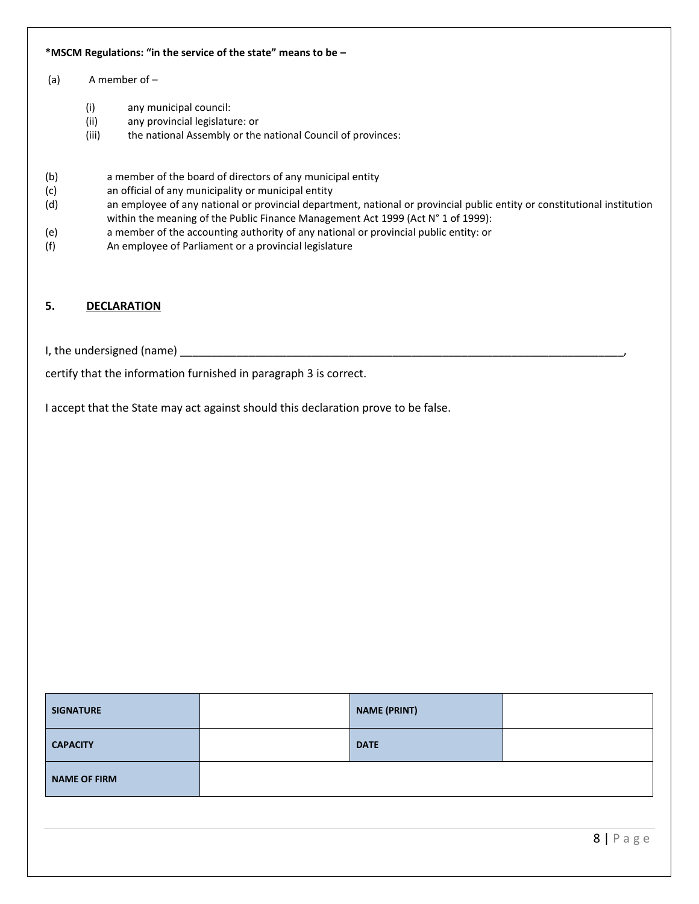**\*MSCM Regulations: "in the service of the state" means to be –**

(a) A member of –

- (i) any municipal council:
- (ii) any provincial legislature: or
- (iii) the national Assembly or the national Council of provinces:

(b) a member of the board of directors of any municipal entity
(c) an official of any municipality or municipal entity
(d) an employee of any national or provincial department, national or provincial public entity or constitutional institution within the meaning of the Public Finance Management Act 1999 (Act N° 1 of 1999):
(e) a member of the accounting authority of any national or provincial public entity: or
(f) An employee of Parliament or a provincial legislature

## 5. DECLARATION

I, the undersigned (name) ____________________________________________________________________________,

certify that the information furnished in paragraph 3 is correct.

I accept that the State may act against should this declaration prove to be false.

| | | | |
|---|---|---|---|
| **SIGNATURE** | | **NAME (PRINT)** | |
| **CAPACITY** | | **DATE** | |
| **NAME OF FIRM** | | | |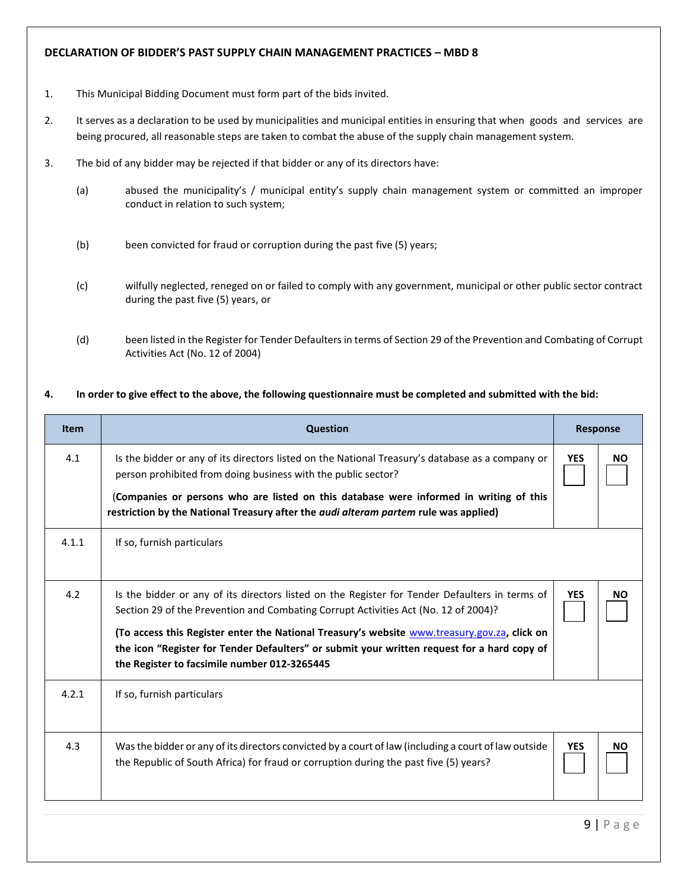**DECLARATION OF BIDDER'S PAST SUPPLY CHAIN MANAGEMENT PRACTICES – MBD 8**

1. This Municipal Bidding Document must form part of the bids invited.

2. It serves as a declaration to be used by municipalities and municipal entities in ensuring that when goods and services are being procured, all reasonable steps are taken to combat the abuse of the supply chain management system.

3. The bid of any bidder may be rejected if that bidder or any of its directors have:

   (a) abused the municipality's / municipal entity's supply chain management system or committed an improper conduct in relation to such system;

   (b) been convicted for fraud or corruption during the past five (5) years;

   (c) wilfully neglected, reneged on or failed to comply with any government, municipal or other public sector contract during the past five (5) years, or

   (d) been listed in the Register for Tender Defaulters in terms of Section 29 of the Prevention and Combating of Corrupt Activities Act (No. 12 of 2004)

4. **In order to give effect to the above, the following questionnaire must be completed and submitted with the bid:**

| Item | Question | Response | |
|---|---|---|---|
| 4.1 | Is the bidder or any of its directors listed on the National Treasury's database as a company or person prohibited from doing business with the public sector?<br>(**Companies or persons who are listed on this database were informed in writing of this restriction by the National Treasury after the *audi alteram partem* rule was applied)** | **YES** ☐ | **NO** ☐ |
| 4.1.1 | If so, furnish particulars | | |
| 4.2 | Is the bidder or any of its directors listed on the Register for Tender Defaulters in terms of Section 29 of the Prevention and Combating Corrupt Activities Act (No. 12 of 2004)?<br>**(To access this Register enter the National Treasury's website [www.treasury.gov.za](http://www.treasury.gov.za), click on the icon "Register for Tender Defaulters" or submit your written request for a hard copy of the Register to facsimile number 012-3265445** | **YES** ☐ | **NO** ☐ |
| 4.2.1 | If so, furnish particulars | | |
| 4.3 | Was the bidder or any of its directors convicted by a court of law (including a court of law outside the Republic of South Africa) for fraud or corruption during the past five (5) years? | **YES** ☐ | **NO** ☐ |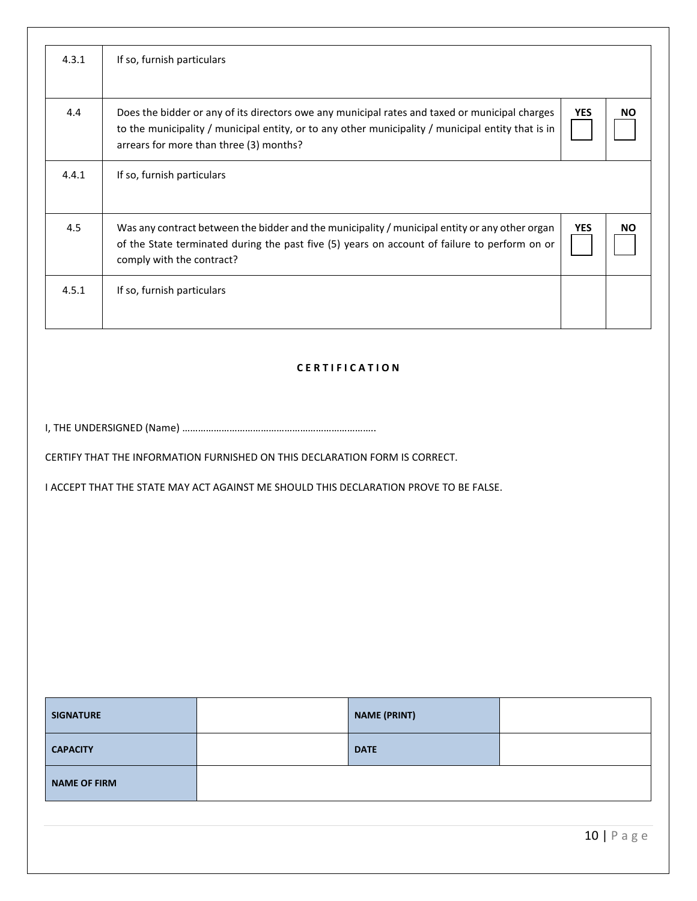| | | | |
|---|---|---|---|
| 4.3.1 | If so, furnish particulars | | |
| 4.4 | Does the bidder or any of its directors owe any municipal rates and taxed or municipal charges to the municipality / municipal entity, or to any other municipality / municipal entity that is in arrears for more than three (3) months? | **YES** ☐ | **NO** ☐ |
| 4.4.1 | If so, furnish particulars | | |
| 4.5 | Was any contract between the bidder and the municipality / municipal entity or any other organ of the State terminated during the past five (5) years on account of failure to perform on or comply with the contract? | **YES** ☐ | **NO** ☐ |
| 4.5.1 | If so, furnish particulars | | |

**C E R T I F I C A T I O N**

I, THE UNDERSIGNED (Name) ……………………………………………………………….

CERTIFY THAT THE INFORMATION FURNISHED ON THIS DECLARATION FORM IS CORRECT.

I ACCEPT THAT THE STATE MAY ACT AGAINST ME SHOULD THIS DECLARATION PROVE TO BE FALSE.

| | | | |
|---|---|---|---|
| **SIGNATURE** | | **NAME (PRINT)** | |
| **CAPACITY** | | **DATE** | |
| **NAME OF FIRM** | | | |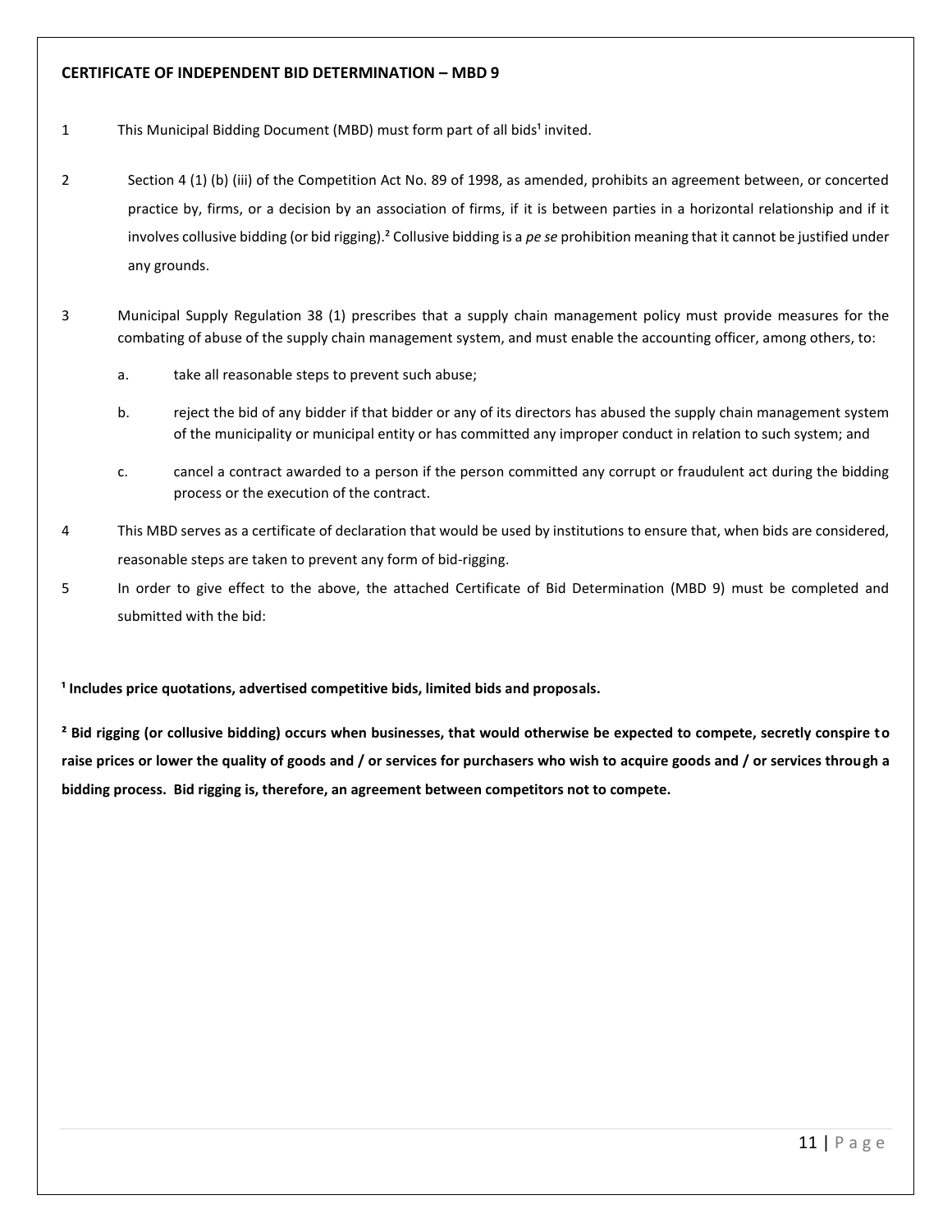**CERTIFICATE OF INDEPENDENT BID DETERMINATION – MBD 9**

1 This Municipal Bidding Document (MBD) must form part of all bids[1] invited.

2 Section 4 (1) (b) (iii) of the Competition Act No. 89 of 1998, as amended, prohibits an agreement between, or concerted practice by, firms, or a decision by an association of firms, if it is between parties in a horizontal relationship and if it involves collusive bidding (or bid rigging).[2] Collusive bidding is a *pe se* prohibition meaning that it cannot be justified under any grounds.

3 Municipal Supply Regulation 38 (1) prescribes that a supply chain management policy must provide measures for the combating of abuse of the supply chain management system, and must enable the accounting officer, among others, to:

   a. take all reasonable steps to prevent such abuse;

   b. reject the bid of any bidder if that bidder or any of its directors has abused the supply chain management system of the municipality or municipal entity or has committed any improper conduct in relation to such system; and

   c. cancel a contract awarded to a person if the person committed any corrupt or fraudulent act during the bidding process or the execution of the contract.

4 This MBD serves as a certificate of declaration that would be used by institutions to ensure that, when bids are considered, reasonable steps are taken to prevent any form of bid-rigging.

5 In order to give effect to the above, the attached Certificate of Bid Determination (MBD 9) must be completed and submitted with the bid:

**[1] Includes price quotations, advertised competitive bids, limited bids and proposals.**

**[2] Bid rigging (or collusive bidding) occurs when businesses, that would otherwise be expected to compete, secretly conspire to raise prices or lower the quality of goods and / or services for purchasers who wish to acquire goods and / or services through a bidding process. Bid rigging is, therefore, an agreement between competitors not to compete.**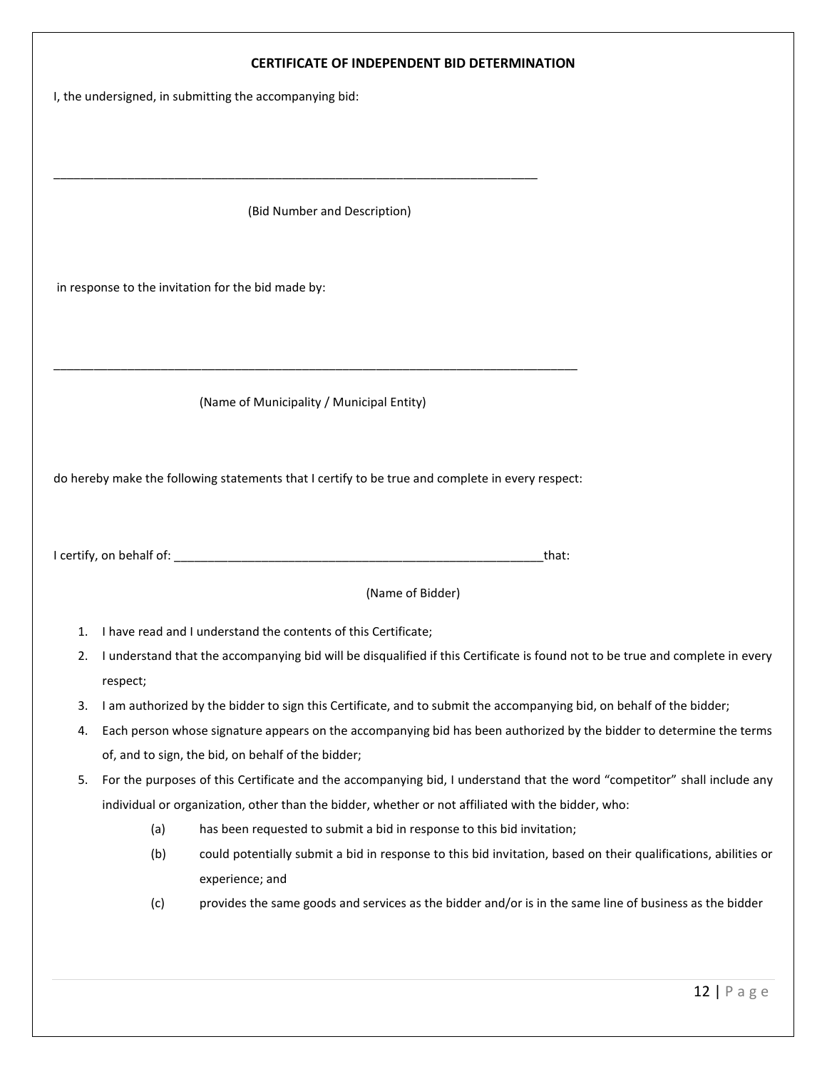## CERTIFICATE OF INDEPENDENT BID DETERMINATION

I, the undersigned, in submitting the accompanying bid:

_____________________________________________________________________________

(Bid Number and Description)

in response to the invitation for the bid made by:

_____________________________________________________________________________

(Name of Municipality / Municipal Entity)

do hereby make the following statements that I certify to be true and complete in every respect:

I certify, on behalf of: _________________________________________________________that:

(Name of Bidder)

1. I have read and I understand the contents of this Certificate;
2. I understand that the accompanying bid will be disqualified if this Certificate is found not to be true and complete in every respect;
3. I am authorized by the bidder to sign this Certificate, and to submit the accompanying bid, on behalf of the bidder;
4. Each person whose signature appears on the accompanying bid has been authorized by the bidder to determine the terms of, and to sign, the bid, on behalf of the bidder;
5. For the purposes of this Certificate and the accompanying bid, I understand that the word "competitor" shall include any individual or organization, other than the bidder, whether or not affiliated with the bidder, who:
   - (a) has been requested to submit a bid in response to this bid invitation;
   - (b) could potentially submit a bid in response to this bid invitation, based on their qualifications, abilities or experience; and
   - (c) provides the same goods and services as the bidder and/or is in the same line of business as the bidder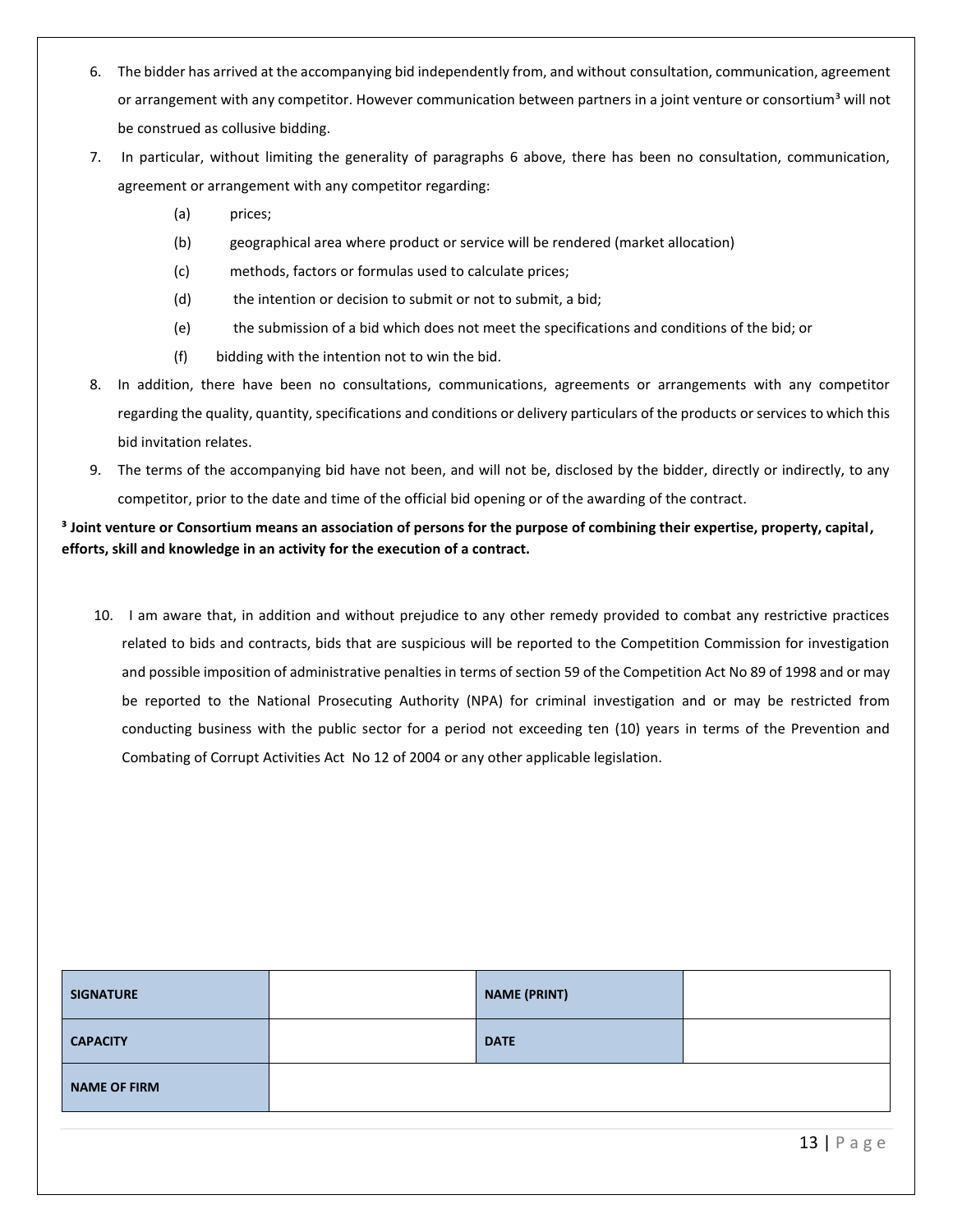6. The bidder has arrived at the accompanying bid independently from, and without consultation, communication, agreement or arrangement with any competitor. However communication between partners in a joint venture or consortium[3] will not be construed as collusive bidding.
7. In particular, without limiting the generality of paragraphs 6 above, there has been no consultation, communication, agreement or arrangement with any competitor regarding:
   - (a) prices;
   - (b) geographical area where product or service will be rendered (market allocation)
   - (c) methods, factors or formulas used to calculate prices;
   - (d) the intention or decision to submit or not to submit, a bid;
   - (e) the submission of a bid which does not meet the specifications and conditions of the bid; or
   - (f) bidding with the intention not to win the bid.
8. In addition, there have been no consultations, communications, agreements or arrangements with any competitor regarding the quality, quantity, specifications and conditions or delivery particulars of the products or services to which this bid invitation relates.
9. The terms of the accompanying bid have not been, and will not be, disclosed by the bidder, directly or indirectly, to any competitor, prior to the date and time of the official bid opening or of the awarding of the contract.

**[3] Joint venture or Consortium means an association of persons for the purpose of combining their expertise, property, capital, efforts, skill and knowledge in an activity for the execution of a contract.**

10. I am aware that, in addition and without prejudice to any other remedy provided to combat any restrictive practices related to bids and contracts, bids that are suspicious will be reported to the Competition Commission for investigation and possible imposition of administrative penalties in terms of section 59 of the Competition Act No 89 of 1998 and or may be reported to the National Prosecuting Authority (NPA) for criminal investigation and or may be restricted from conducting business with the public sector for a period not exceeding ten (10) years in terms of the Prevention and Combating of Corrupt Activities Act No 12 of 2004 or any other applicable legislation.

| **SIGNATURE** | | **NAME (PRINT)** | |
|---|---|---|---|
| **CAPACITY** | | **DATE** | |
| **NAME OF FIRM** | | | |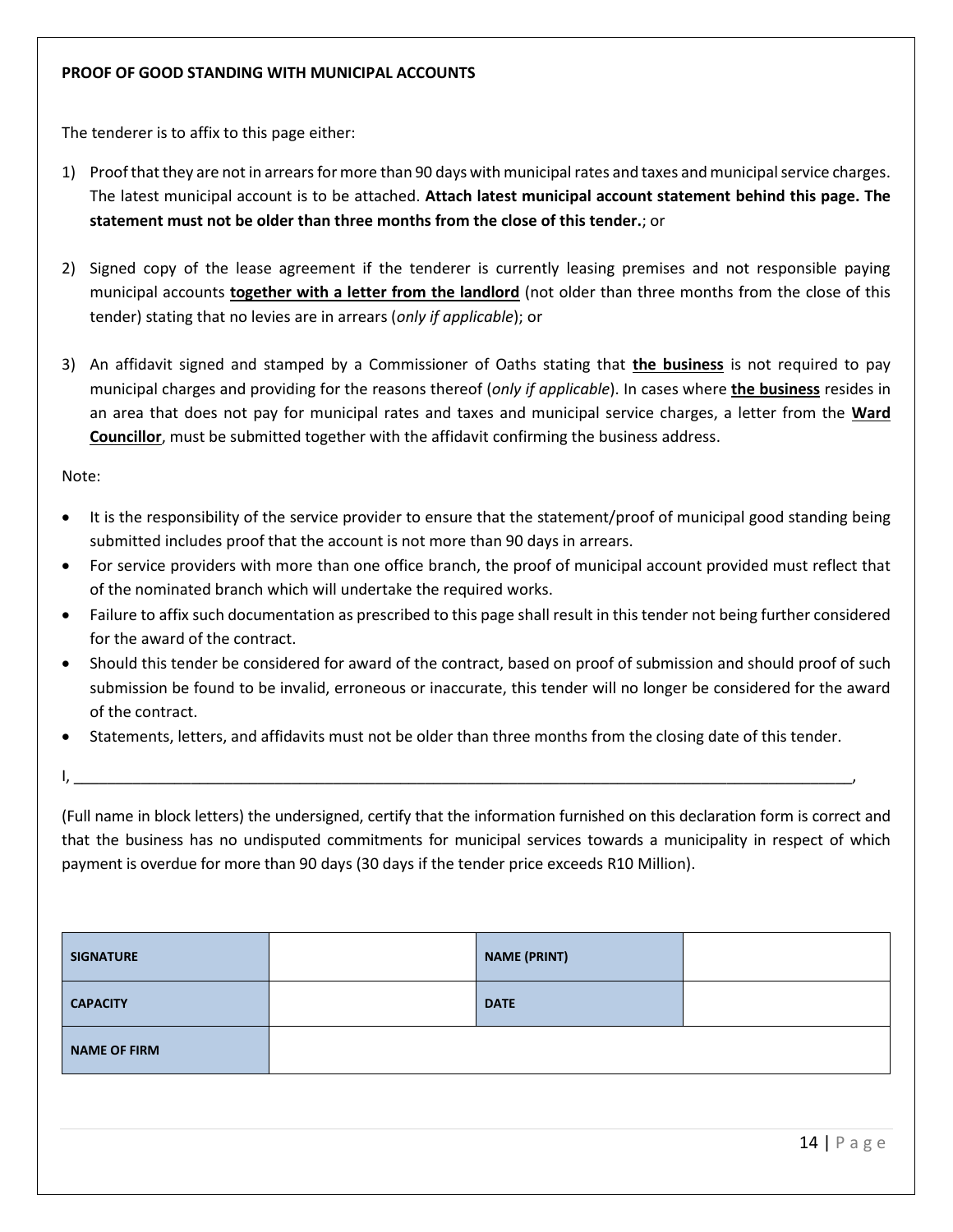**PROOF OF GOOD STANDING WITH MUNICIPAL ACCOUNTS**

The tenderer is to affix to this page either:

1) Proof that they are not in arrears for more than 90 days with municipal rates and taxes and municipal service charges. The latest municipal account is to be attached. **Attach latest municipal account statement behind this page. The statement must not be older than three months from the close of this tender.**; or

2) Signed copy of the lease agreement if the tenderer is currently leasing premises and not responsible paying municipal accounts **<u>together with a letter from the landlord</u>** (not older than three months from the close of this tender) stating that no levies are in arrears (*only if applicable*); or

3) An affidavit signed and stamped by a Commissioner of Oaths stating that **<u>the business</u>** is not required to pay municipal charges and providing for the reasons thereof (*only if applicable*). In cases where **<u>the business</u>** resides in an area that does not pay for municipal rates and taxes and municipal service charges, a letter from the **<u>Ward Councillor</u>**, must be submitted together with the affidavit confirming the business address.

Note:

- It is the responsibility of the service provider to ensure that the statement/proof of municipal good standing being submitted includes proof that the account is not more than 90 days in arrears.
- For service providers with more than one office branch, the proof of municipal account provided must reflect that of the nominated branch which will undertake the required works.
- Failure to affix such documentation as prescribed to this page shall result in this tender not being further considered for the award of the contract.
- Should this tender be considered for award of the contract, based on proof of submission and should proof of such submission be found to be invalid, erroneous or inaccurate, this tender will no longer be considered for the award of the contract.
- Statements, letters, and affidavits must not be older than three months from the closing date of this tender.

I, ______________________________________________________________________________,

(Full name in block letters) the undersigned, certify that the information furnished on this declaration form is correct and that the business has no undisputed commitments for municipal services towards a municipality in respect of which payment is overdue for more than 90 days (30 days if the tender price exceeds R10 Million).

| **SIGNATURE** | | **NAME (PRINT)** | |
|---|---|---|---|
| **CAPACITY** | | **DATE** | |
| **NAME OF FIRM** | | | |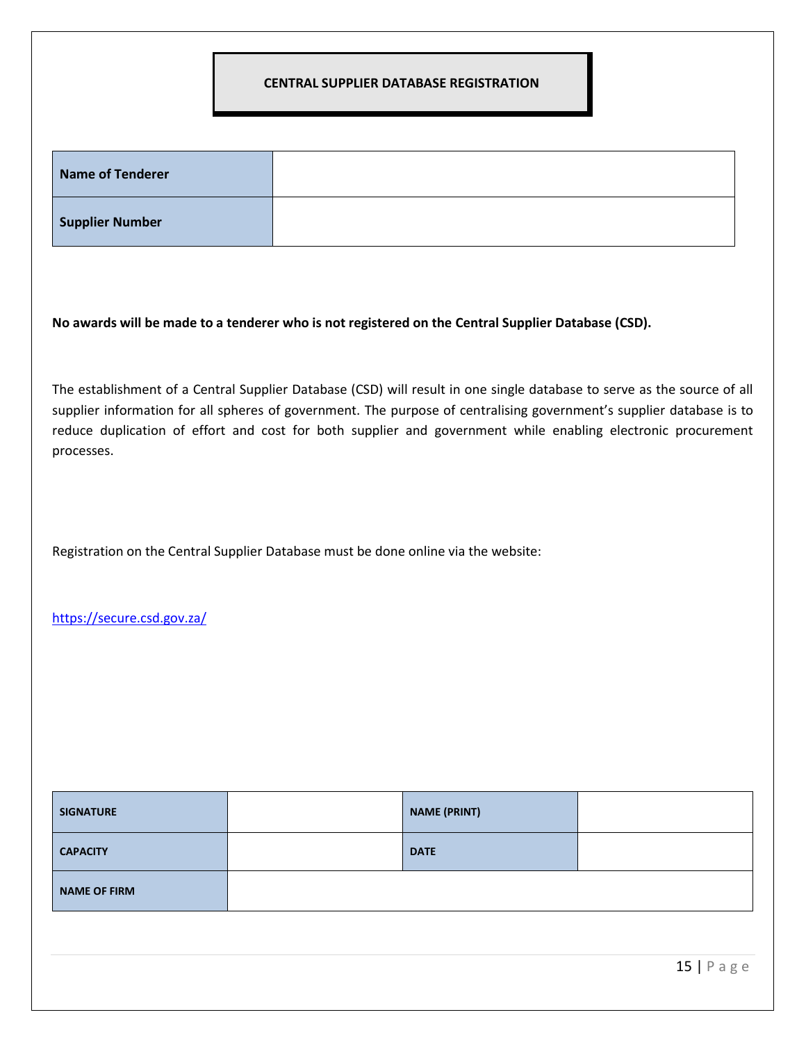## CENTRAL SUPPLIER DATABASE REGISTRATION

| | |
|---|---|
| **Name of Tenderer** | |
| **Supplier Number** | |

**No awards will be made to a tenderer who is not registered on the Central Supplier Database (CSD).**

The establishment of a Central Supplier Database (CSD) will result in one single database to serve as the source of all supplier information for all spheres of government. The purpose of centralising government's supplier database is to reduce duplication of effort and cost for both supplier and government while enabling electronic procurement processes.

Registration on the Central Supplier Database must be done online via the website:

[https://secure.csd.gov.za/](https://secure.csd.gov.za/)

| | | | |
|---|---|---|---|
| **SIGNATURE** | | **NAME (PRINT)** | |
| **CAPACITY** | | **DATE** | |
| **NAME OF FIRM** | | | |